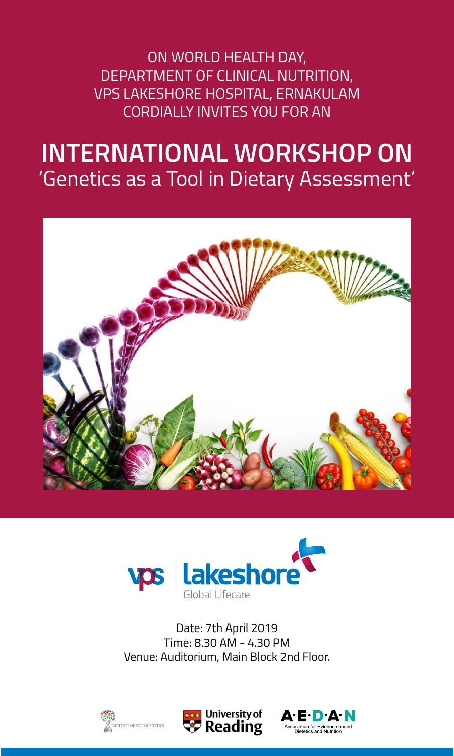ON WORLD HEALTH DAY,
DEPARTMENT OF CLINICAL NUTRITION,
VPS LAKESHORE HOSPITAL, ERNAKULAM
CORDIALLY INVITES YOU FOR AN

# INTERNATIONAL WORKSHOP ON

## 'Genetics as a Tool in Dietary Assessment'

vps | lakeshore
Global Lifecare

Date: 7th April 2019
Time: 8.30 AM - 4.30 PM
Venue: Auditorium, Main Block 2nd Floor.

INSTITUTE OF NUTRIGENETICS

University of Reading

A·E·D·A·N
Association for Evidence based Dietetics and Nutrition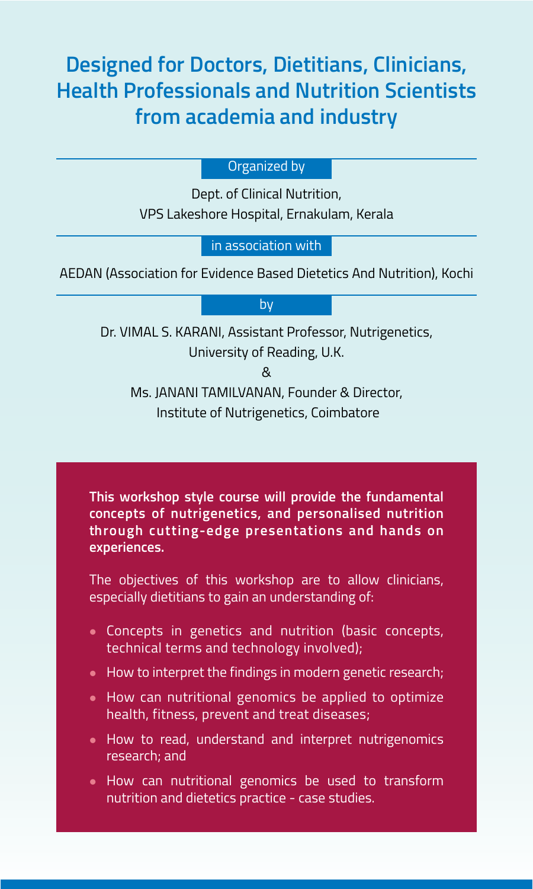## Designed for Doctors, Dietitians, Clinicians, Health Professionals and Nutrition Scientists from academia and industry

Organized by

Dept. of Clinical Nutrition,
VPS Lakeshore Hospital, Ernakulam, Kerala

in association with

AEDAN (Association for Evidence Based Dietetics And Nutrition), Kochi

by

Dr. VIMAL S. KARANI, Assistant Professor, Nutrigenetics,
University of Reading, U.K.

&

Ms. JANANI TAMILVANAN, Founder & Director,
Institute of Nutrigenetics, Coimbatore

**This workshop style course will provide the fundamental concepts of nutrigenetics, and personalised nutrition through cutting-edge presentations and hands on experiences.**

The objectives of this workshop are to allow clinicians, especially dietitians to gain an understanding of:

- Concepts in genetics and nutrition (basic concepts, technical terms and technology involved);
- How to interpret the findings in modern genetic research;
- How can nutritional genomics be applied to optimize health, fitness, prevent and treat diseases;
- How to read, understand and interpret nutrigenomics research; and
- How can nutritional genomics be used to transform nutrition and dietetics practice - case studies.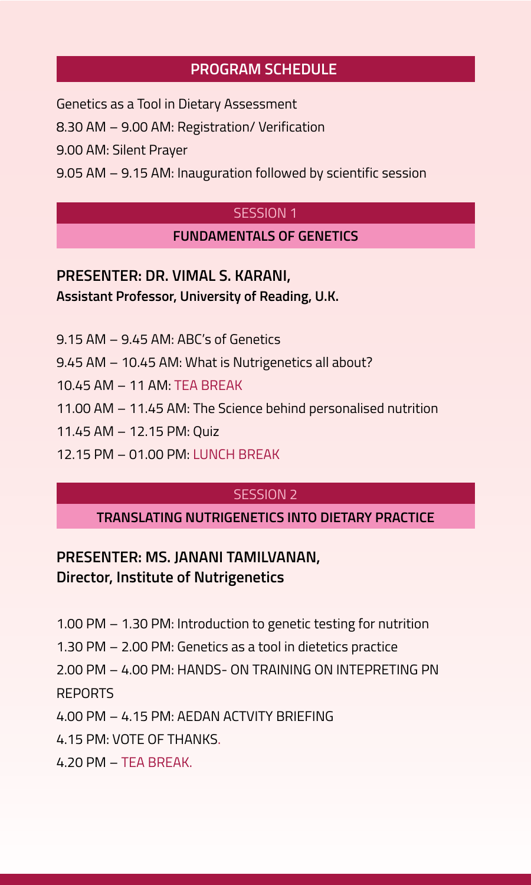## PROGRAM SCHEDULE

Genetics as a Tool in Dietary Assessment

8.30 AM – 9.00 AM: Registration/ Verification

9.00 AM: Silent Prayer

9.05 AM – 9.15 AM: Inauguration followed by scientific session

### SESSION 1

### FUNDAMENTALS OF GENETICS

**PRESENTER: DR. VIMAL S. KARANI,**
**Assistant Professor, University of Reading, U.K.**

9.15 AM – 9.45 AM: ABC's of Genetics

9.45 AM – 10.45 AM: What is Nutrigenetics all about?

10.45 AM – 11 AM: TEA BREAK

11.00 AM – 11.45 AM: The Science behind personalised nutrition

11.45 AM – 12.15 PM: Quiz

12.15 PM – 01.00 PM: LUNCH BREAK

### SESSION 2

### TRANSLATING NUTRIGENETICS INTO DIETARY PRACTICE

**PRESENTER: MS. JANANI TAMILVANAN,**
**Director, Institute of Nutrigenetics**

1.00 PM – 1.30 PM: Introduction to genetic testing for nutrition

1.30 PM – 2.00 PM: Genetics as a tool in dietetics practice

2.00 PM – 4.00 PM: HANDS- ON TRAINING ON INTEPRETING PN REPORTS

4.00 PM – 4.15 PM: AEDAN ACTVITY BRIEFING

4.15 PM: VOTE OF THANKS.

4.20 PM – TEA BREAK.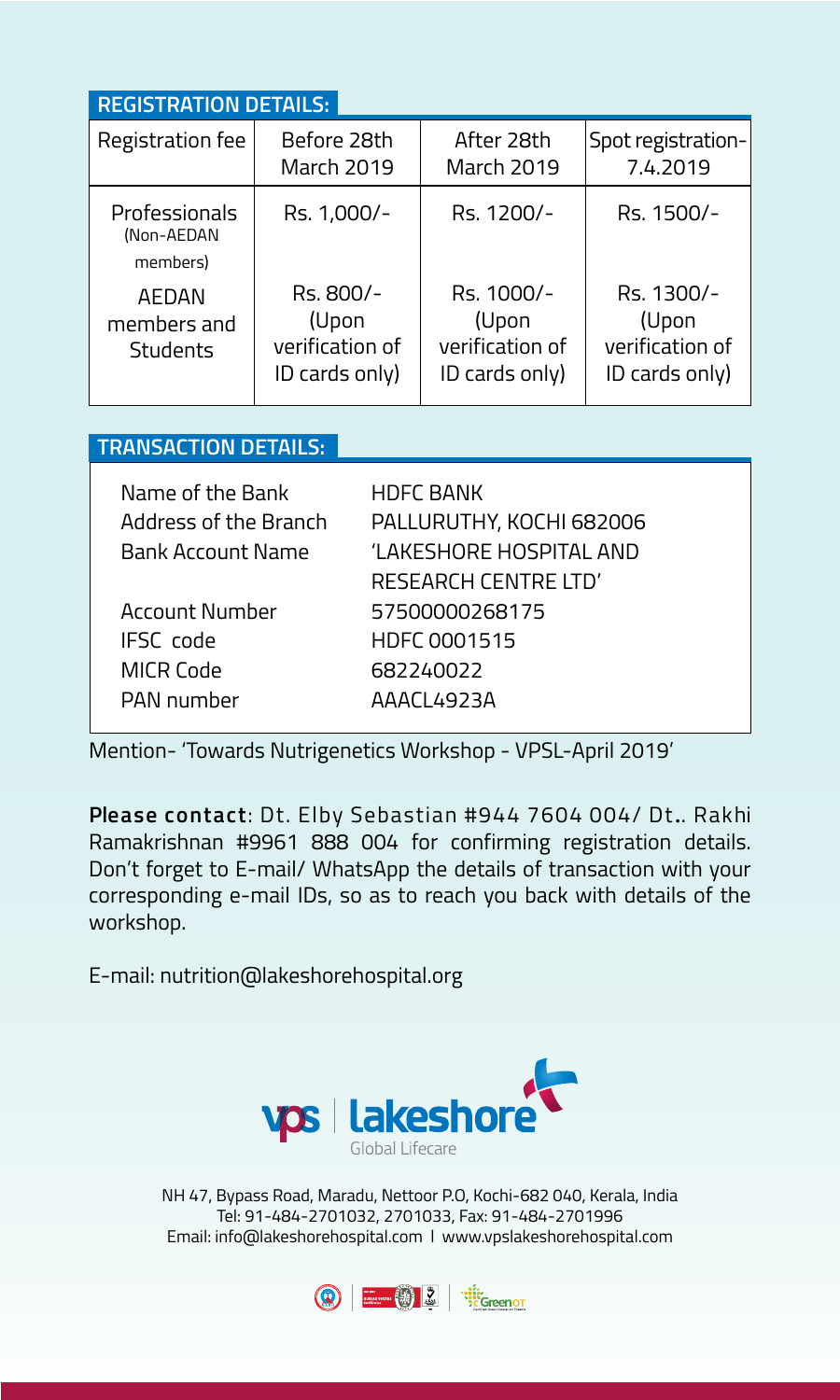## REGISTRATION DETAILS:

| Registration fee | Before 28th March 2019 | After 28th March 2019 | Spot registration- 7.4.2019 |
|---|---|---|---|
| Professionals (Non-AEDAN members) | Rs. 1,000/- | Rs. 1200/- | Rs. 1500/- |
| AEDAN members and Students | Rs. 800/- (Upon verification of ID cards only) | Rs. 1000/- (Upon verification of ID cards only) | Rs. 1300/- (Upon verification of ID cards only) |

## TRANSACTION DETAILS:

| | |
|---|---|
| Name of the Bank | HDFC BANK |
| Address of the Branch | PALLURUTHY, KOCHI 682006 |
| Bank Account Name | 'LAKESHORE HOSPITAL AND RESEARCH CENTRE LTD' |
| Account Number | 57500000268175 |
| IFSC code | HDFC 0001515 |
| MICR Code | 682240022 |
| PAN number | AAACL4923A |

Mention- 'Towards Nutrigenetics Workshop - VPSL-April 2019'

**Please contact**: Dt. Elby Sebastian #944 7604 004/ Dt.. Rakhi Ramakrishnan #9961 888 004 for confirming registration details. Don't forget to E-mail/ WhatsApp the details of transaction with your corresponding e-mail IDs, so as to reach you back with details of the workshop.

E-mail: nutrition@lakeshorehospital.org

vps | lakeshore
Global Lifecare

NH 47, Bypass Road, Maradu, Nettoor P.O, Kochi-682 040, Kerala, India
Tel: 91-484-2701032, 2701033, Fax: 91-484-2701996
Email: info@lakeshorehospital.com | www.vpslakeshorehospital.com